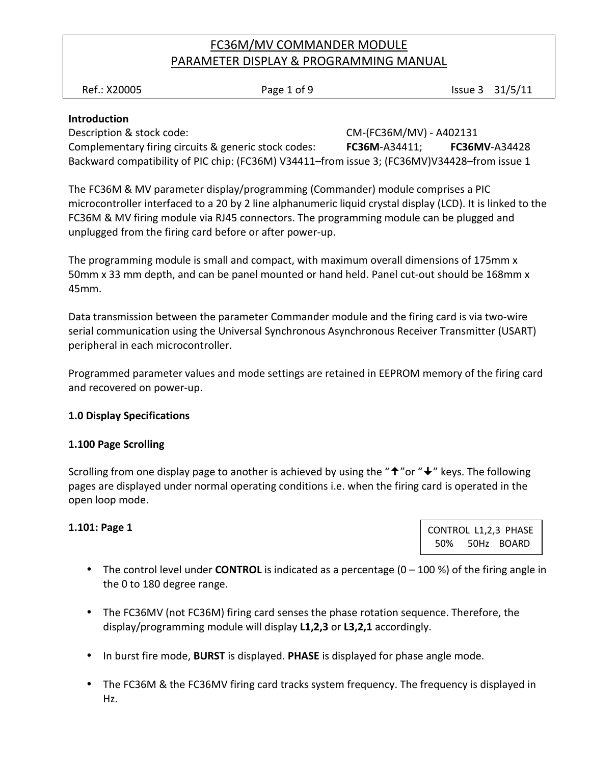# FC36M/MV COMMANDER MODULE
## PARAMETER DISPLAY & PROGRAMMING MANUAL

Ref.: X20005 | Issue 3 31/5/11

**Introduction**

Description & stock code: CM-(FC36M/MV) - A402131

Complementary firing circuits & generic stock codes: **FC36M**-A34411; **FC36MV**-A34428

Backward compatibility of PIC chip: (FC36M) V34411–from issue 3; (FC36MV)V34428–from issue 1

The FC36M & MV parameter display/programming (Commander) module comprises a PIC microcontroller interfaced to a 20 by 2 line alphanumeric liquid crystal display (LCD). It is linked to the FC36M & MV firing module via RJ45 connectors. The programming module can be plugged and unplugged from the firing card before or after power-up.

The programming module is small and compact, with maximum overall dimensions of 175mm x 50mm x 33 mm depth, and can be panel mounted or hand held. Panel cut-out should be 168mm x 45mm.

Data transmission between the parameter Commander module and the firing card is via two-wire serial communication using the Universal Synchronous Asynchronous Receiver Transmitter (USART) peripheral in each microcontroller.

Programmed parameter values and mode settings are retained in EEPROM memory of the firing card and recovered on power-up.

**1.0 Display Specifications**

**1.100 Page Scrolling**

Scrolling from one display page to another is achieved by using the "↑"or "↓" keys. The following pages are displayed under normal operating conditions i.e. when the firing card is operated in the open loop mode.

**1.101: Page 1**

```
CONTROL  L1,2,3  PHASE
  50%     50Hz   BOARD
```

- The control level under **CONTROL** is indicated as a percentage (0 – 100 %) of the firing angle in the 0 to 180 degree range.
- The FC36MV (not FC36M) firing card senses the phase rotation sequence. Therefore, the display/programming module will display **L1,2,3** or **L3,2,1** accordingly.
- In burst fire mode, **BURST** is displayed. **PHASE** is displayed for phase angle mode.
- The FC36M & the FC36MV firing card tracks system frequency. The frequency is displayed in Hz.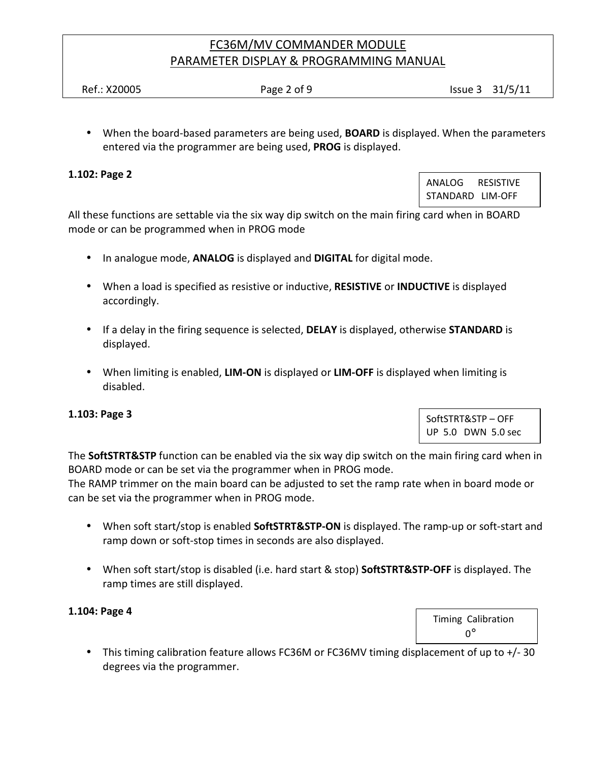- When the board-based parameters are being used, **BOARD** is displayed. When the parameters entered via the programmer are being used, **PROG** is displayed.

**1.102: Page 2**

```
ANALOG     RESISTIVE
STANDARD   LIM-OFF
```

All these functions are settable via the six way dip switch on the main firing card when in BOARD mode or can be programmed when in PROG mode

- In analogue mode, **ANALOG** is displayed and **DIGITAL** for digital mode.
- When a load is specified as resistive or inductive, **RESISTIVE** or **INDUCTIVE** is displayed accordingly.
- If a delay in the firing sequence is selected, **DELAY** is displayed, otherwise **STANDARD** is displayed.
- When limiting is enabled, **LIM-ON** is displayed or **LIM-OFF** is displayed when limiting is disabled.

**1.103: Page 3**

```
SoftSTRT&STP – OFF
UP  5.0   DWN  5.0 sec
```

The **SoftSTRT&STP** function can be enabled via the six way dip switch on the main firing card when in BOARD mode or can be set via the programmer when in PROG mode.
The RAMP trimmer on the main board can be adjusted to set the ramp rate when in board mode or can be set via the programmer when in PROG mode.

- When soft start/stop is enabled **SoftSTRT&STP-ON** is displayed. The ramp-up or soft-start and ramp down or soft-stop times in seconds are also displayed.
- When soft start/stop is disabled (i.e. hard start & stop) **SoftSTRT&STP-OFF** is displayed. The ramp times are still displayed.

**1.104: Page 4**

```
Timing  Calibration
        0°
```

- This timing calibration feature allows FC36M or FC36MV timing displacement of up to +/- 30 degrees via the programmer.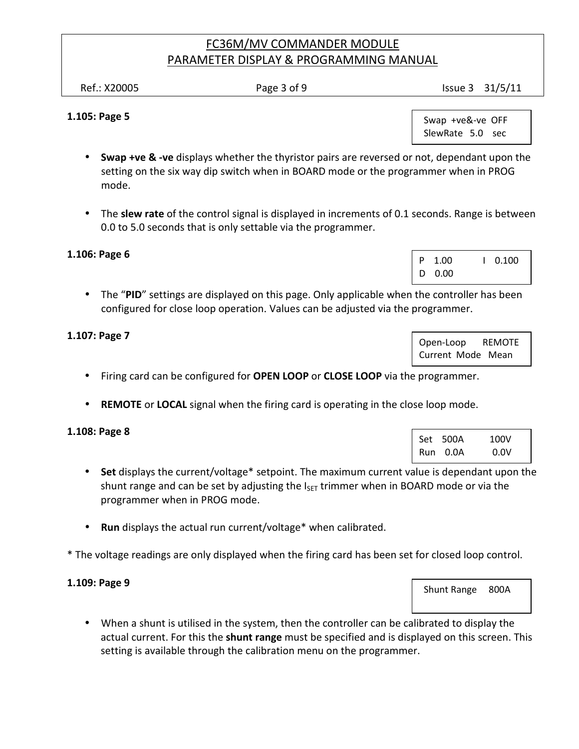### 1.105: Page 5

```
Swap  +ve&-ve  OFF
SlewRate  5.0   sec
```

- **Swap +ve & -ve** displays whether the thyristor pairs are reversed or not, dependant upon the setting on the six way dip switch when in BOARD mode or the programmer when in PROG mode.

- The **slew rate** of the control signal is displayed in increments of 0.1 seconds. Range is between 0.0 to 5.0 seconds that is only settable via the programmer.

### 1.106: Page 6

```
P   1.00          I   0.100
D   0.00
```

- The "**PID**" settings are displayed on this page. Only applicable when the controller has been configured for close loop operation. Values can be adjusted via the programmer.

### 1.107: Page 7

```
Open-Loop      REMOTE
Current  Mode   Mean
```

- Firing card can be configured for **OPEN LOOP** or **CLOSE LOOP** via the programmer.

- **REMOTE** or **LOCAL** signal when the firing card is operating in the close loop mode.

### 1.108: Page 8

```
Set   500A        100V
Run   0.0A         0.0V
```

- **Set** displays the current/voltage* setpoint. The maximum current value is dependant upon the shunt range and can be set by adjusting the $I_{SET}$ trimmer when in BOARD mode or via the programmer when in PROG mode.

- **Run** displays the actual run current/voltage* when calibrated.

* The voltage readings are only displayed when the firing card has been set for closed loop control.

### 1.109: Page 9

```
Shunt Range    800A
```

- When a shunt is utilised in the system, then the controller can be calibrated to display the actual current. For this the **shunt range** must be specified and is displayed on this screen. This setting is available through the calibration menu on the programmer.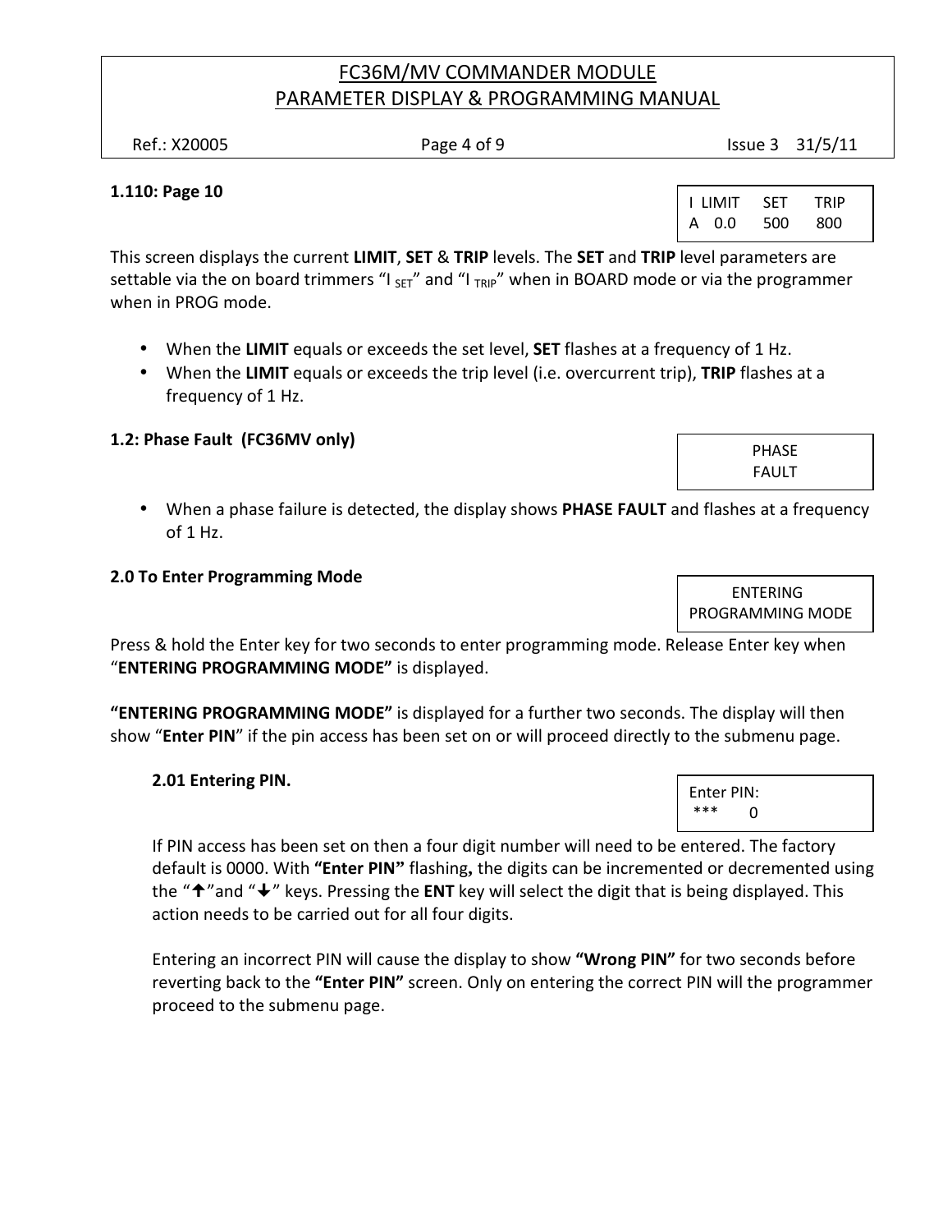### 1.110: Page 10

| I LIMIT | SET | TRIP |
|---|---|---|
| A 0.0 | 500 | 800 |

This screen displays the current **LIMIT**, **SET** & **TRIP** levels. The **SET** and **TRIP** level parameters are settable via the on board trimmers "$I_{SET}$" and "$I_{TRIP}$" when in BOARD mode or via the programmer when in PROG mode.

- When the **LIMIT** equals or exceeds the set level, **SET** flashes at a frequency of 1 Hz.
- When the **LIMIT** equals or exceeds the trip level (i.e. overcurrent trip), **TRIP** flashes at a frequency of 1 Hz.

### 1.2: Phase Fault (FC36MV only)

```
PHASE
FAULT
```

- When a phase failure is detected, the display shows **PHASE FAULT** and flashes at a frequency of 1 Hz.

### 2.0 To Enter Programming Mode

```
ENTERING
PROGRAMMING MODE
```

Press & hold the Enter key for two seconds to enter programming mode. Release Enter key when "**ENTERING PROGRAMMING MODE"** is displayed.

**"ENTERING PROGRAMMING MODE"** is displayed for a further two seconds. The display will then show "**Enter PIN**" if the pin access has been set on or will proceed directly to the submenu page.

#### 2.01 Entering PIN.

```
Enter PIN:
***    0
```

If PIN access has been set on then a four digit number will need to be entered. The factory default is 0000. With **"Enter PIN"** flashing**,** the digits can be incremented or decremented using the "↑"and "↓" keys. Pressing the **ENT** key will select the digit that is being displayed. This action needs to be carried out for all four digits.

Entering an incorrect PIN will cause the display to show **"Wrong PIN"** for two seconds before reverting back to the **"Enter PIN"** screen. Only on entering the correct PIN will the programmer proceed to the submenu page.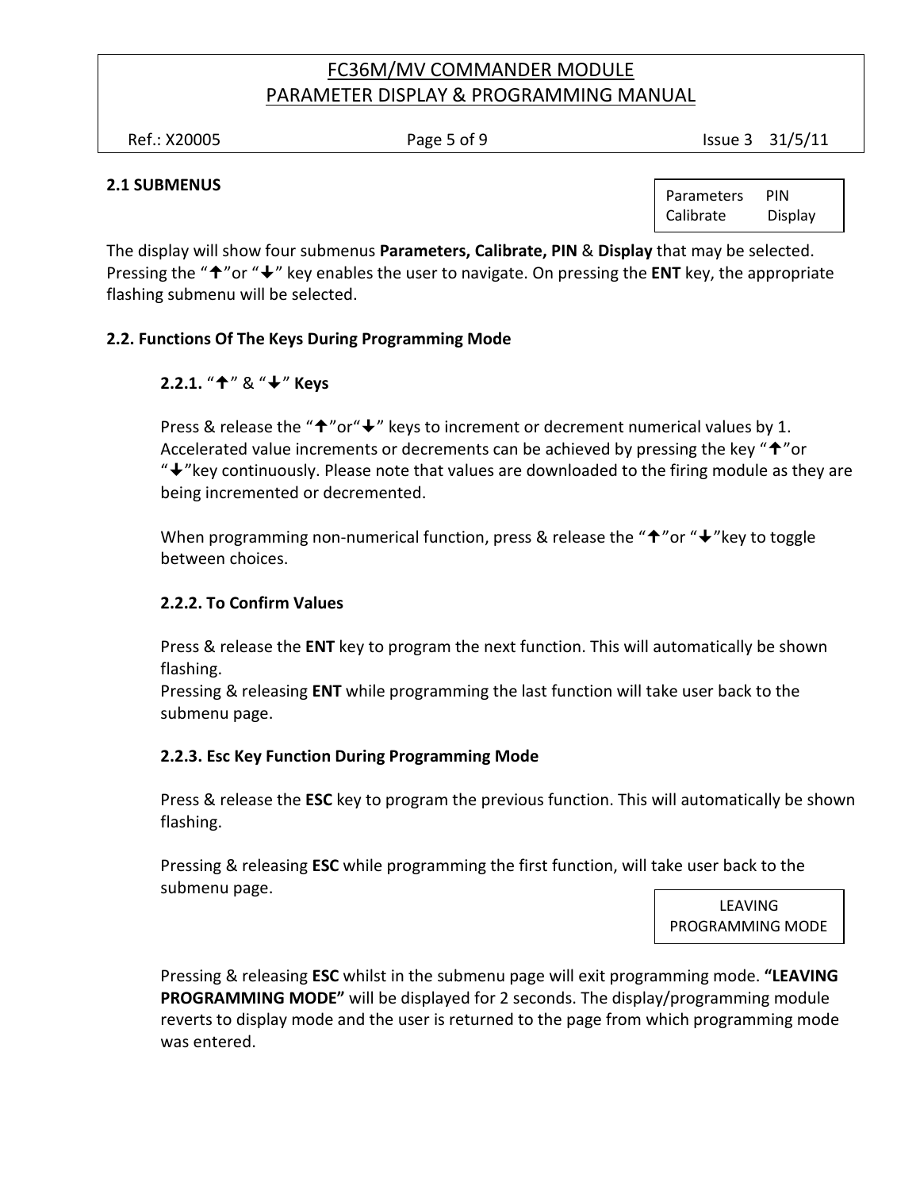## 2.1 SUBMENUS

| Parameters | PIN |
|---|---|
| Calibrate | Display |

The display will show four submenus **Parameters, Calibrate, PIN** & **Display** that may be selected. Pressing the "🠅"or "🠇" key enables the user to navigate. On pressing the **ENT** key, the appropriate flashing submenu will be selected.

## 2.2. Functions Of The Keys During Programming Mode

### 2.2.1. "🠅" & "🠇" Keys

Press & release the "🠅"or"🠇" keys to increment or decrement numerical values by 1. Accelerated value increments or decrements can be achieved by pressing the key "🠅"or "🠇"key continuously. Please note that values are downloaded to the firing module as they are being incremented or decremented.

When programming non-numerical function, press & release the "🠅"or "🠇"key to toggle between choices.

### 2.2.2. To Confirm Values

Press & release the **ENT** key to program the next function. This will automatically be shown flashing.
Pressing & releasing **ENT** while programming the last function will take user back to the submenu page.

### 2.2.3. Esc Key Function During Programming Mode

Press & release the **ESC** key to program the previous function. This will automatically be shown flashing.

Pressing & releasing **ESC** while programming the first function, will take user back to the submenu page.

| LEAVING PROGRAMMING MODE |
|---|

Pressing & releasing **ESC** whilst in the submenu page will exit programming mode. **"LEAVING PROGRAMMING MODE"** will be displayed for 2 seconds. The display/programming module reverts to display mode and the user is returned to the page from which programming mode was entered.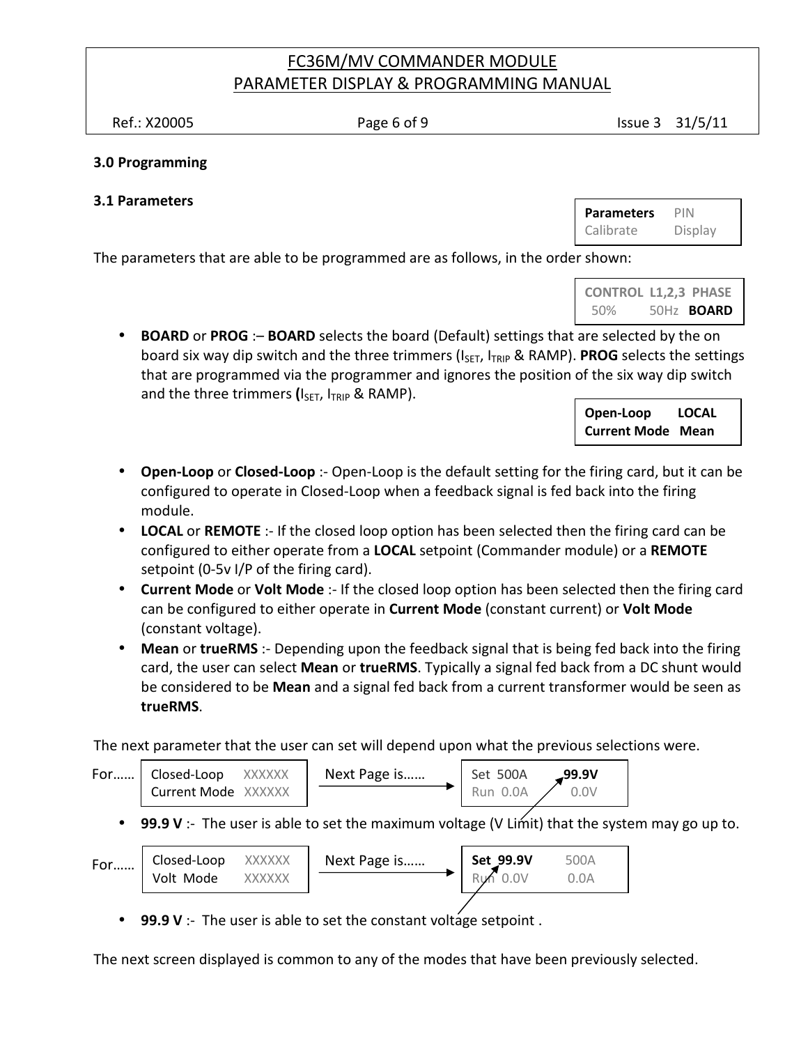## 3.0 Programming

### 3.1 Parameters

| **Parameters** | PIN |
|---|---|
| Calibrate | Display |

The parameters that are able to be programmed are as follows, in the order shown:

| **CONTROL** | **L1,2,3** | **PHASE** |
|---|---|---|
| 50% | 50Hz | **BOARD** |

- **BOARD** or **PROG** :– **BOARD** selects the board (Default) settings that are selected by the on board six way dip switch and the three trimmers ($I_{SET}$, $I_{TRIP}$ & RAMP). **PROG** selects the settings that are programmed via the programmer and ignores the position of the six way dip switch and the three trimmers **(**$I_{SET}$, $I_{TRIP}$ & RAMP).

| **Open-Loop** | **LOCAL** |
|---|---|
| **Current Mode** | **Mean** |

- **Open-Loop** or **Closed-Loop** :- Open-Loop is the default setting for the firing card, but it can be configured to operate in Closed-Loop when a feedback signal is fed back into the firing module.
- **LOCAL** or **REMOTE** :- If the closed loop option has been selected then the firing card can be configured to either operate from a **LOCAL** setpoint (Commander module) or a **REMOTE** setpoint (0-5v I/P of the firing card).
- **Current Mode** or **Volt Mode** :- If the closed loop option has been selected then the firing card can be configured to either operate in **Current Mode** (constant current) or **Volt Mode** (constant voltage).
- **Mean** or **trueRMS** :- Depending upon the feedback signal that is being fed back into the firing card, the user can select **Mean** or **trueRMS**. Typically a signal fed back from a DC shunt would be considered to be **Mean** and a signal fed back from a current transformer would be seen as **trueRMS**.

The next parameter that the user can set will depend upon what the previous selections were.

For……

| Closed-Loop | XXXXXX |
|---|---|
| Current Mode | XXXXXX |

Next Page is……

| Set 500A | **99.9V** |
|---|---|
| Run 0.0A | 0.0V |

- **99.9 V** :- The user is able to set the maximum voltage (V Limit) that the system may go up to.

For……

| Closed-Loop | XXXXXX |
|---|---|
| Volt Mode | XXXXXX |

Next Page is……

| **Set 99.9V** | 500A |
|---|---|
| Run 0.0V | 0.0A |

- **99.9 V** :- The user is able to set the constant voltage setpoint .

The next screen displayed is common to any of the modes that have been previously selected.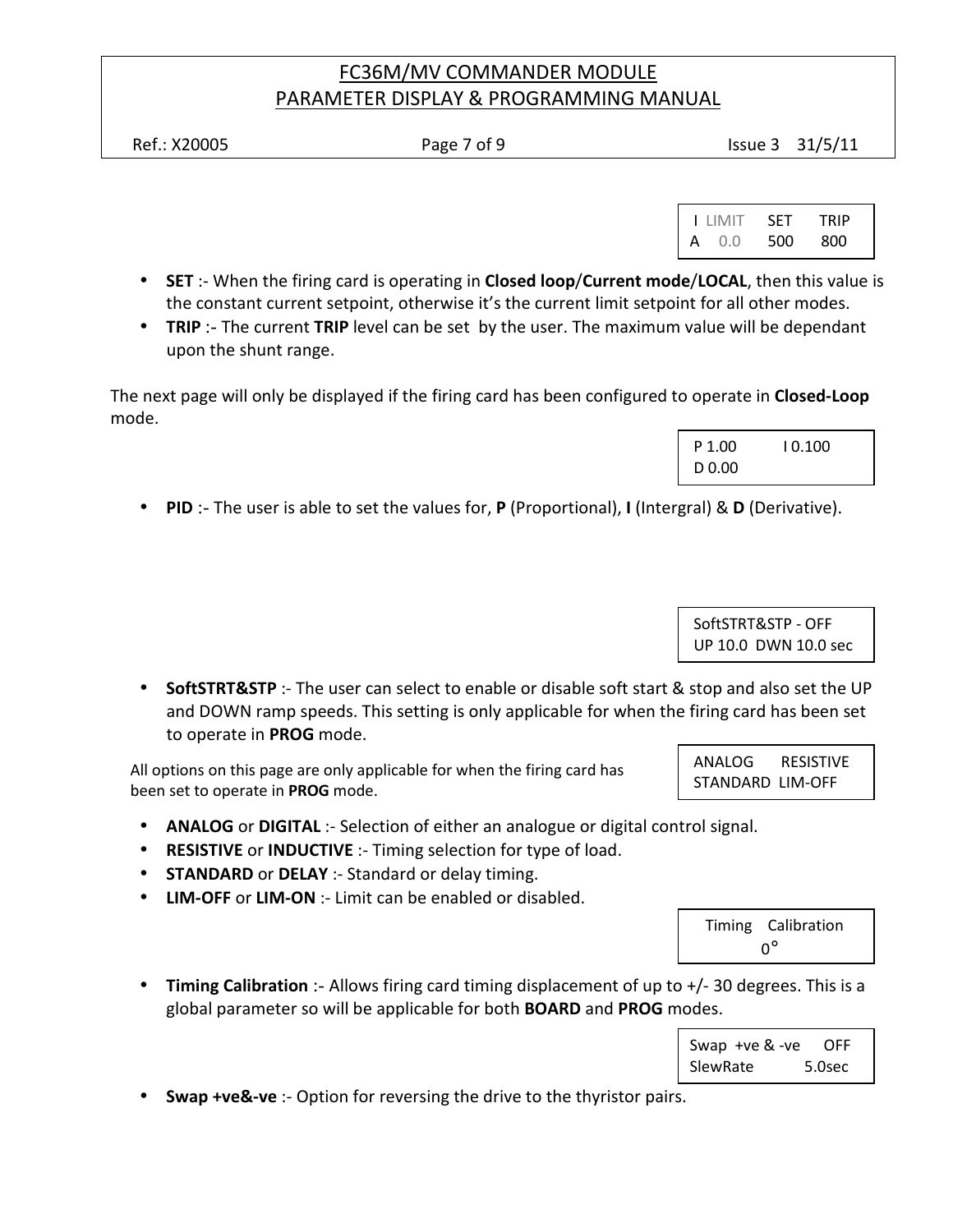```
 I LIMIT    SET     TRIP
A   0.0     500     800
```

- **SET** :- When the firing card is operating in **Closed loop**/**Current mode**/**LOCAL**, then this value is the constant current setpoint, otherwise it's the current limit setpoint for all other modes.
- **TRIP** :- The current **TRIP** level can be set by the user. The maximum value will be dependant upon the shunt range.

The next page will only be displayed if the firing card has been configured to operate in **Closed-Loop** mode.

```
P 1.00        I 0.100
D 0.00
```

- **PID** :- The user is able to set the values for, **P** (Proportional), **I** (Intergral) & **D** (Derivative).

```
SoftSTRT&STP - OFF
UP 10.0  DWN 10.0 sec
```

- **SoftSTRT&STP** :- The user can select to enable or disable soft start & stop and also set the UP and DOWN ramp speeds. This setting is only applicable for when the firing card has been set to operate in **PROG** mode.

All options on this page are only applicable for when the firing card has been set to operate in **PROG** mode.

```
ANALOG      RESISTIVE
STANDARD  LIM-OFF
```

- **ANALOG** or **DIGITAL** :- Selection of either an analogue or digital control signal.
- **RESISTIVE** or **INDUCTIVE** :- Timing selection for type of load.
- **STANDARD** or **DELAY** :- Standard or delay timing.
- **LIM-OFF** or **LIM-ON** :- Limit can be enabled or disabled.

```
  Timing   Calibration
          0°
```

- **Timing Calibration** :- Allows firing card timing displacement of up to +/- 30 degrees. This is a global parameter so will be applicable for both **BOARD** and **PROG** modes.

```
Swap  +ve & -ve     OFF
SlewRate          5.0sec
```

- **Swap +ve&-ve** :- Option for reversing the drive to the thyristor pairs.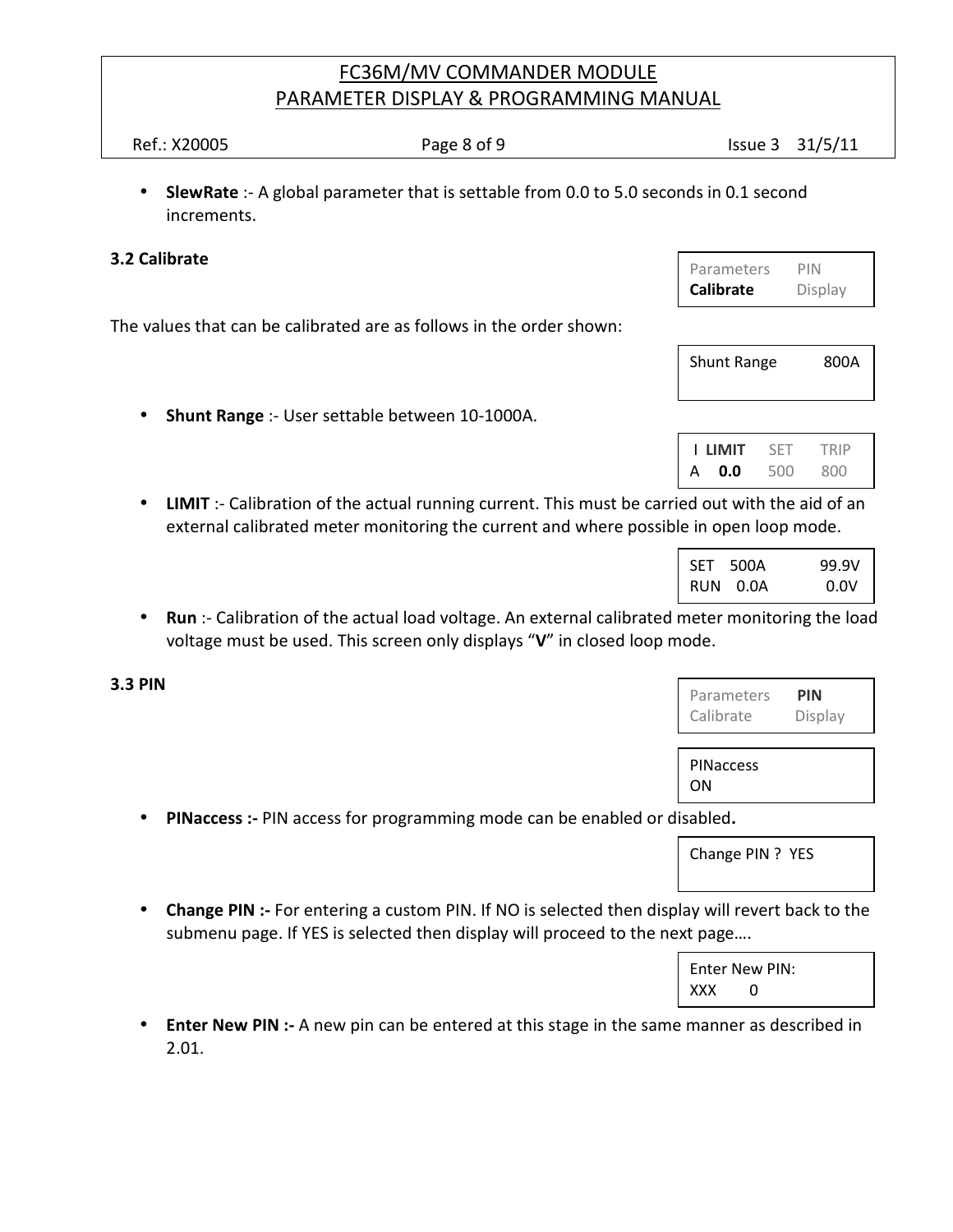- **SlewRate** :- A global parameter that is settable from 0.0 to 5.0 seconds in 0.1 second increments.

### 3.2 Calibrate

```
Parameters    PIN
Calibrate     Display
```

The values that can be calibrated are as follows in the order shown:

```
Shunt Range        800A
```

- **Shunt Range** :- User settable between 10-1000A.

```
 I LIMIT   SET   TRIP
A   0.0    500   800
```

- **LIMIT** :- Calibration of the actual running current. This must be carried out with the aid of an external calibrated meter monitoring the current and where possible in open loop mode.

```
SET   500A        99.9V
RUN   0.0A         0.0V
```

- **Run** :- Calibration of the actual load voltage. An external calibrated meter monitoring the load voltage must be used. This screen only displays "**V**" in closed loop mode.

### 3.3 PIN

```
Parameters    PIN
Calibrate     Display
```

```
PINaccess
ON
```

- **PINaccess :-** PIN access for programming mode can be enabled or disabled**.**

```
Change PIN ?  YES
```

- **Change PIN :-** For entering a custom PIN. If NO is selected then display will revert back to the submenu page. If YES is selected then display will proceed to the next page….

```
Enter New PIN:
XXX      0
```

- **Enter New PIN :-** A new pin can be entered at this stage in the same manner as described in 2.01.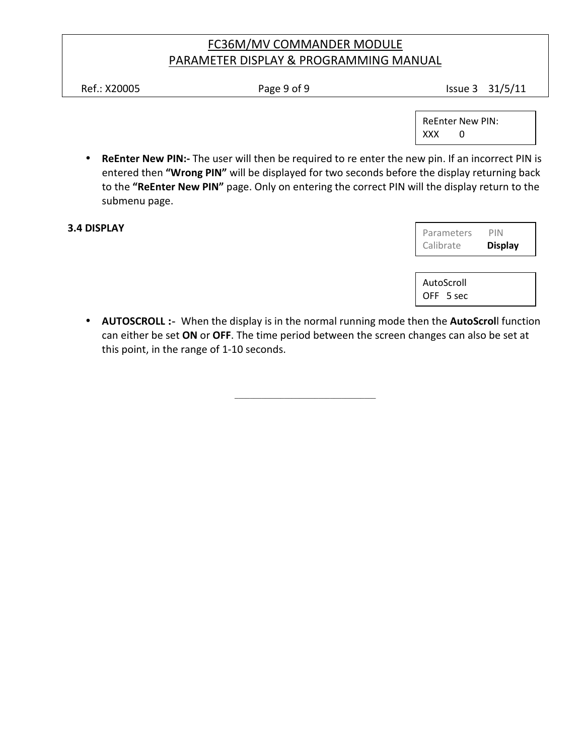```
ReEnter New PIN:
XXX       0
```

- **ReEnter New PIN:-** The user will then be required to re enter the new pin. If an incorrect PIN is entered then **“Wrong PIN”** will be displayed for two seconds before the display returning back to the **“ReEnter New PIN”** page. Only on entering the correct PIN will the display return to the submenu page.

### 3.4 DISPLAY

```
Parameters      PIN
Calibrate       Display
```

```
AutoScroll
OFF   5 sec
```

- **AUTOSCROLL :-** When the display is in the normal running mode then the **AutoScrol**l function can either be set **ON** or **OFF**. The time period between the screen changes can also be set at this point, in the range of 1-10 seconds.

---